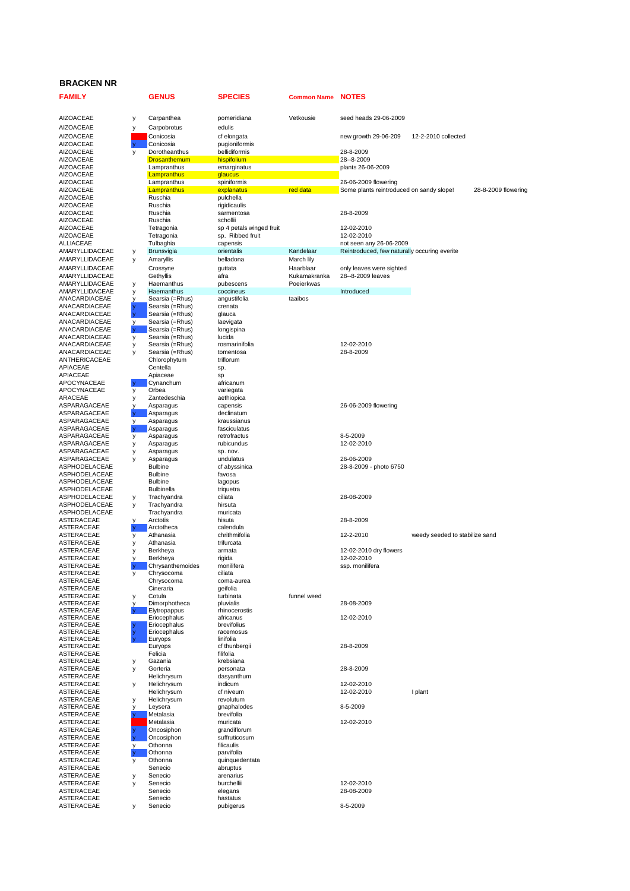# BRACKEN NR

| FAMILY | | GENUS | SPECIES | Common Name | NOTES | | |
|---|---|---|---|---|---|---|---|
| AIZOACEAE | y | Carpanthea | pomeridiana | Vetkousie | seed heads 29-06-2009 | | |
| AIZOACEAE | y | Carpobrotus | edulis | | | | |
| AIZOACEAE | | Conicosia | cf elongata | | new growth 29-06-209 | 12-2-2010 collected | |
| AIZOACEAE | y | Conicosia | pugioniformis | | | | |
| AIZOACEAE | y | Dorotheanthus | bellidiformis | | 28-8-2009 | | |
| AIZOACEAE | | Drosanthemum | hispifolium | | 28--8-2009 | | |
| AIZOACEAE | | Lampranthus | emarginatus | | plants 26-06-2009 | | |
| AIZOACEAE | | Lampranthus | glaucus | | | | |
| AIZOACEAE | | Lampranthus | spiniformis | | 26-06-2009 flowering | | |
| AIZOACEAE | | Lampranthus | explanatus | red data | Some plants reintroduced on sandy slope! | | 28-8-2009 flowering |
| AIZOACEAE | | Ruschia | pulchella | | | | |
| AIZOACEAE | | Ruschia | rigidicaulis | | | | |
| AIZOACEAE | | Ruschia | sarmentosa | | 28-8-2009 | | |
| AIZOACEAE | | Ruschia | schollii | | | | |
| AIZOACEAE | | Tetragonia | sp 4 petals winged fruit | | 12-02-2010 | | |
| AIZOACEAE | | Tetragonia | sp. Ribbed fruit | | 12-02-2010 | | |
| ALLIACEAE | | Tulbaghia | capensis | | not seen any 26-06-2009 | | |
| AMARYLLIDACEAE | y | Brunsvigia | orientalis | Kandelaar | Reintroduced, few naturally occuring everite | | |
| AMARYLLIDACEAE | y | Amaryllis | belladona | March lily | | | |
| AMARYLLIDACEAE | | Crossyne | guttata | Haarblaar | only leaves were sighted | | |
| AMARYLLIDACEAE | | Gethyllis | afra | Kukamakranka | 28--8-2009 leaves | | |
| AMARYLLIDACEAE | y | Haemanthus | pubescens | Poeierkwas | | | |
| AMARYLLIDACEAE | y | Haemanthus | coccineus | | Introduced | | |
| ANACARDIACEAE | y | Searsia (=Rhus) | angustifolia | taaibos | | | |
| ANACARDIACEAE | y | Searsia (=Rhus) | crenata | | | | |
| ANACARDIACEAE | y | Searsia (=Rhus) | glauca | | | | |
| ANACARDIACEAE | y | Searsia (=Rhus) | laevigata | | | | |
| ANACARDIACEAE | y | Searsia (=Rhus) | longispina | | | | |
| ANACARDIACEAE | y | Searsia (=Rhus) | lucida | | | | |
| ANACARDIACEAE | y | Searsia (=Rhus) | rosmarinifolia | | 12-02-2010 | | |
| ANACARDIACEAE | y | Searsia (=Rhus) | tomentosa | | 28-8-2009 | | |
| ANTHERICACEAE | | Chlorophytum | triflorum | | | | |
| APIACEAE | | Centella | sp. | | | | |
| APIACEAE | | Apiaceae | sp | | | | |
| APOCYNACEAE | y | Cynanchum | africanum | | | | |
| APOCYNACEAE | y | Orbea | variegata | | | | |
| ARACEAE | y | Zantedeschia | aethiopica | | | | |
| ASPARAGACEAE | y | Asparagus | capensis | | 26-06-2009 flowering | | |
| ASPARAGACEAE | y | Asparagus | declinatum | | | | |
| ASPARAGACEAE | y | Asparagus | kraussianus | | | | |
| ASPARAGACEAE | y | Asparagus | fasciculatus | | | | |
| ASPARAGACEAE | y | Asparagus | retrofractus | | 8-5-2009 | | |
| ASPARAGACEAE | y | Asparagus | rubicundus | | 12-02-2010 | | |
| ASPARAGACEAE | y | Asparagus | sp. nov. | | | | |
| ASPARAGACEAE | y | Asparagus | undulatus | | 26-06-2009 | | |
| ASPHODELACEAE | | Bulbine | cf abyssinica | | 28-8-2009 - photo 6750 | | |
| ASPHODELACEAE | | Bulbine | favosa | | | | |
| ASPHODELACEAE | | Bulbine | lagopus | | | | |
| ASPHODELACEAE | | Bulbinella | triquetra | | | | |
| ASPHODELACEAE | y | Trachyandra | ciliata | | 28-08-2009 | | |
| ASPHODELACEAE | y | Trachyandra | hirsuta | | | | |
| ASPHODELACEAE | | Trachyandra | muricata | | | | |
| ASTERACEAE | y | Arctotis | hisuta | | 28-8-2009 | | |
| ASTERACEAE | y | Arctotheca | calendula | | | | |
| ASTERACEAE | y | Athanasia | chrithmifolia | | 12-2-2010 | weedy seeded to stabilize sand | |
| ASTERACEAE | y | Athanasia | trifurcata | | | | |
| ASTERACEAE | y | Berkheya | armata | | 12-02-2010 dry flowers | | |
| ASTERACEAE | y | Berkheya | rigida | | 12-02-2010 | | |
| ASTERACEAE | y | Chrysanthemoides | monilifera | | ssp. monilifera | | |
| ASTERACEAE | y | Chrysocoma | ciliata | | | | |
| ASTERACEAE | | Chrysocoma | coma-aurea | | | | |
| ASTERACEAE | | Cineraria | geifolia | | | | |
| ASTERACEAE | y | Cotula | turbinata | funnel weed | | | |
| ASTERACEAE | y | Dimorphotheca | pluvialis | | 28-08-2009 | | |
| ASTERACEAE | y | Elytropappus | rhinocerostis | | | | |
| ASTERACEAE | | Eriocephalus | africanus | | 12-02-2010 | | |
| ASTERACEAE | y | Eriocephalus | brevifolius | | | | |
| ASTERACEAE | y | Eriocephalus | racemosus | | | | |
| ASTERACEAE | y | Euryops | linifolia | | | | |
| ASTERACEAE | | Euryops | cf thunbergii | | 28-8-2009 | | |
| ASTERACEAE | | Felicia | filifolia | | | | |
| ASTERACEAE | y | Gazania | krebsiana | | | | |
| ASTERACEAE | y | Gorteria | personata | | 28-8-2009 | | |
| ASTERACEAE | | Helichrysum | dasyanthum | | | | |
| ASTERACEAE | y | Helichrysum | indicum | | 12-02-2010 | | |
| ASTERACEAE | | Helichrysum | cf niveum | | 12-02-2010 | l plant | |
| ASTERACEAE | y | Helichrysum | revolutum | | | | |
| ASTERACEAE | y | Leysera | gnaphalodes | | 8-5-2009 | | |
| ASTERACEAE | y | Metalasia | brevifolia | | | | |
| ASTERACEAE | | Metalasia | muricata | | 12-02-2010 | | |
| ASTERACEAE | y | Oncosiphon | grandiflorum | | | | |
| ASTERACEAE | y | Oncosiphon | suffruticosum | | | | |
| ASTERACEAE | y | Othonna | filicaulis | | | | |
| ASTERACEAE | y | Othonna | parvifolia | | | | |
| ASTERACEAE | y | Othonna | quinquedentata | | | | |
| ASTERACEAE | | Senecio | abruptus | | | | |
| ASTERACEAE | y | Senecio | arenarius | | | | |
| ASTERACEAE | y | Senecio | burchellii | | 12-02-2010 | | |
| ASTERACEAE | | Senecio | elegans | | 28-08-2009 | | |
| ASTERACEAE | | Senecio | hastatus | | | | |
| ASTERACEAE | y | Senecio | pubigerus | | 8-5-2009 | | |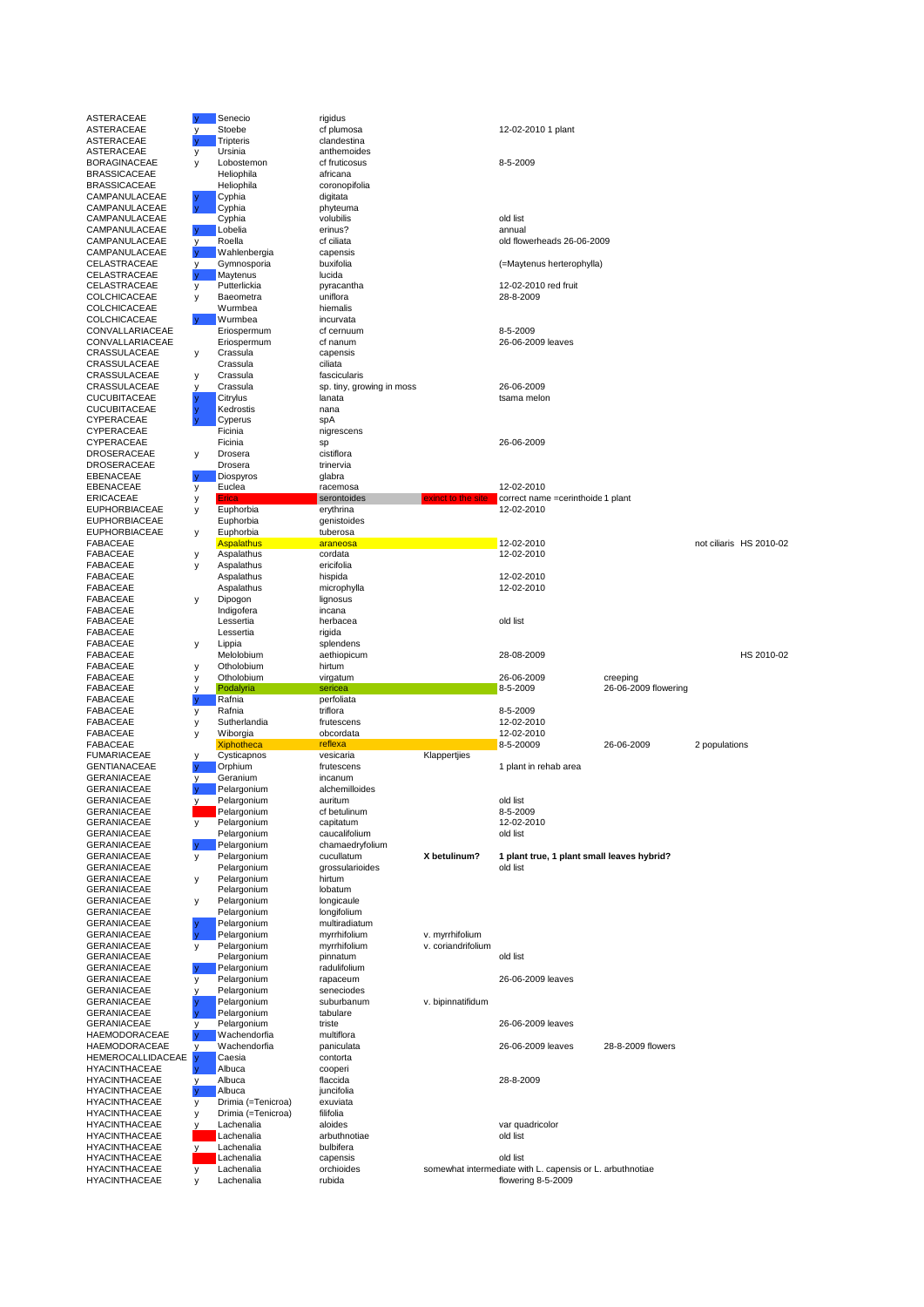| | | | | | | | |
|---|---|---|---|---|---|---|---|
| ASTERACEAE | y | Senecio | rigidus | | | | |
| ASTERACEAE | y | Stoebe | cf plumosa | | 12-02-2010 1 plant | | |
| ASTERACEAE | y | Tripteris | clandestina | | | | |
| ASTERACEAE | y | Ursinia | anthemoides | | | | |
| BORAGINACEAE | y | Lobostemon | cf fruticosus | | 8-5-2009 | | |
| BRASSICACEAE | | Heliophila | africana | | | | |
| BRASSICACEAE | | Heliophila | coronopifolia | | | | |
| CAMPANULACEAE | y | Cyphia | digitata | | | | |
| CAMPANULACEAE | y | Cyphia | phyteuma | | | | |
| CAMPANULACEAE | | Cyphia | volubilis | | old list | | |
| CAMPANULACEAE | y | Lobelia | erinus? | | annual | | |
| CAMPANULACEAE | y | Roella | cf ciliata | | old flowerheads 26-06-2009 | | |
| CAMPANULACEAE | y | Wahlenbergia | capensis | | | | |
| CELASTRACEAE | y | Gymnosporia | buxifolia | | (=Maytenus herterophylla) | | |
| CELASTRACEAE | y | Maytenus | lucida | | | | |
| CELASTRACEAE | y | Putterlickia | pyracantha | | 12-02-2010 red fruit | | |
| COLCHICACEAE | y | Baeometra | uniflora | | 28-8-2009 | | |
| COLCHICACEAE | | Wurmbea | hiemalis | | | | |
| COLCHICACEAE | y | Wurmbea | incurvata | | | | |
| CONVALLARIACEAE | | Eriospermum | cf cernuum | | 8-5-2009 | | |
| CONVALLARIACEAE | | Eriospermum | cf nanum | | 26-06-2009 leaves | | |
| CRASSULACEAE | y | Crassula | capensis | | | | |
| CRASSULACEAE | | Crassula | ciliata | | | | |
| CRASSULACEAE | y | Crassula | fascicularis | | | | |
| CRASSULACEAE | y | Crassula | sp. tiny, growing in moss | | 26-06-2009 | | |
| CUCUBITACEAE | y | Citrylus | lanata | | tsama melon | | |
| CUCUBITACEAE | y | Kedrostis | nana | | | | |
| CYPERACEAE | y | Cyperus | spA | | | | |
| CYPERACEAE | | Ficinia | nigrescens | | | | |
| CYPERACEAE | | Ficinia | sp | | 26-06-2009 | | |
| DROSERACEAE | y | Drosera | cistiflora | | | | |
| DROSERACEAE | | Drosera | trinervia | | | | |
| EBENACEAE | y | Diospyros | glabra | | | | |
| EBENACEAE | y | Euclea | racemosa | | 12-02-2010 | | |
| ERICACEAE | y | Erica | serontoides | extinct to the site | correct name =cerinthoide 1 plant | | |
| EUPHORBIACEAE | y | Euphorbia | erythrina | | 12-02-2010 | | |
| EUPHORBIACEAE | | Euphorbia | genistoides | | | | |
| EUPHORBIACEAE | y | Euphorbia | tuberosa | | | | |
| FABACEAE | | Aspalathus | araneosa | | 12-02-2010 | | not ciliaris HS 2010-02 |
| FABACEAE | y | Aspalathus | cordata | | 12-02-2010 | | |
| FABACEAE | y | Aspalathus | ericifolia | | | | |
| FABACEAE | | Aspalathus | hispida | | 12-02-2010 | | |
| FABACEAE | | Aspalathus | microphylla | | 12-02-2010 | | |
| FABACEAE | y | Dipogon | lignosus | | | | |
| FABACEAE | | Indigofera | incana | | | | |
| FABACEAE | | Lessertia | herbacea | | old list | | |
| FABACEAE | | Lessertia | rigida | | | | |
| FABACEAE | y | Lippia | splendens | | | | |
| FABACEAE | | Melolobium | aethiopicum | | 28-08-2009 | | HS 2010-02 |
| FABACEAE | y | Otholobium | hirtum | | | | |
| FABACEAE | y | Otholobium | virgatum | | 26-06-2009 | creeping | |
| FABACEAE | y | Podalyria | sericea | | 8-5-2009 | 26-06-2009 flowering | |
| FABACEAE | y | Rafnia | perfoliata | | | | |
| FABACEAE | y | Rafnia | triflora | | 8-5-2009 | | |
| FABACEAE | y | Sutherlandia | frutescens | | 12-02-2010 | | |
| FABACEAE | y | Wiborgia | obcordata | | 12-02-2010 | | |
| FABACEAE | | Xiphotheca | reflexa | | 8-5-20009 | 26-06-2009 | 2 populations |
| FUMARIACEAE | y | Cysticapnos | vesicaria | Klappertjies | | | |
| GENTIANACEAE | y | Orphium | frutescens | | 1 plant in rehab area | | |
| GERANIACEAE | y | Geranium | incanum | | | | |
| GERANIACEAE | y | Pelargonium | alchemilloides | | | | |
| GERANIACEAE | y | Pelargonium | auritum | | old list | | |
| GERANIACEAE | | Pelargonium | cf betulinum | | 8-5-2009 | | |
| GERANIACEAE | y | Pelargonium | capitatum | | 12-02-2010 | | |
| GERANIACEAE | | Pelargonium | caucalifolium | | old list | | |
| GERANIACEAE | y | Pelargonium | chamaedryfolium | | | | |
| GERANIACEAE | y | Pelargonium | cucullatum | **X betulinum?** | **1 plant true, 1 plant small leaves hybrid?** | | |
| GERANIACEAE | | Pelargonium | grossularioides | | old list | | |
| GERANIACEAE | y | Pelargonium | hirtum | | | | |
| GERANIACEAE | | Pelargonium | lobatum | | | | |
| GERANIACEAE | y | Pelargonium | longicaule | | | | |
| GERANIACEAE | | Pelargonium | longifolium | | | | |
| GERANIACEAE | y | Pelargonium | multiradiatum | | | | |
| GERANIACEAE | y | Pelargonium | myrrhifolium | v. myrrhifolium | | | |
| GERANIACEAE | y | Pelargonium | myrrhifolium | v. coriandrifolium | | | |
| GERANIACEAE | | Pelargonium | pinnatum | | old list | | |
| GERANIACEAE | y | Pelargonium | radulifolium | | | | |
| GERANIACEAE | y | Pelargonium | rapaceum | | 26-06-2009 leaves | | |
| GERANIACEAE | y | Pelargonium | seneciodes | | | | |
| GERANIACEAE | y | Pelargonium | suburbanum | v. bipinnatifidum | | | |
| GERANIACEAE | y | Pelargonium | tabulare | | | | |
| GERANIACEAE | y | Pelargonium | triste | | 26-06-2009 leaves | | |
| HAEMODORACEAE | y | Wachendorfia | multiflora | | | | |
| HAEMODORACEAE | y | Wachendorfia | paniculata | | 26-06-2009 leaves | 28-8-2009 flowers | |
| HEMEROCALLIDACEAE | y | Caesia | contorta | | | | |
| HYACINTHACEAE | y | Albuca | cooperi | | | | |
| HYACINTHACEAE | y | Albuca | flaccida | | 28-8-2009 | | |
| HYACINTHACEAE | y | Albuca | juncifolia | | | | |
| HYACINTHACEAE | y | Drimia (=Tenicroa) | exuviata | | | | |
| HYACINTHACEAE | y | Drimia (=Tenicroa) | filifolia | | | | |
| HYACINTHACEAE | y | Lachenalia | aloides | | var quadricolor | | |
| HYACINTHACEAE | | Lachenalia | arbuthnotiae | | old list | | |
| HYACINTHACEAE | y | Lachenalia | bulbifera | | | | |
| HYACINTHACEAE | | Lachenalia | capensis | | old list | | |
| HYACINTHACEAE | y | Lachenalia | orchioides | somewhat intermediate with L. capensis or L. arbuthnotiae | | | |
| HYACINTHACEAE | y | Lachenalia | rubida | | flowering 8-5-2009 | | |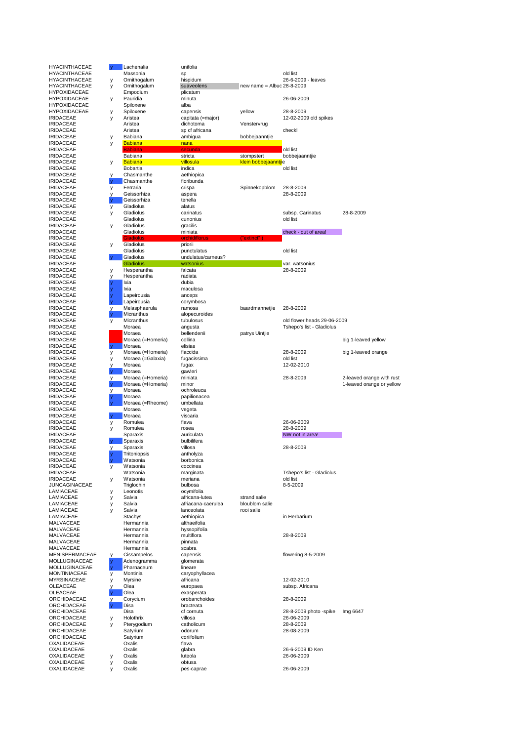| | | | | | | |
|---|---|---|---|---|---|---|
| HYACINTHACEAE | y | Lachenalia | unifolia | | | |
| HYACINTHACEAE | | Massonia | sp | | old list | |
| HYACINTHACEAE | y | Ornithogalum | hispidum | | 26-6-2009 - leaves | |
| HYACINTHACEAE | y | Ornithogalum | suaveolens | new name = Albuc | 28-8-2009 | |
| HYPOXIDACEAE | | Empodium | plicatum | | | |
| HYPOXIDACEAE | y | Pauridia | minuta | | 26-06-2009 | |
| HYPOXIDACEAE | | Spiloxene | alba | | | |
| HYPOXIDACEAE | y | Spiloxene | capensis | yellow | 28-8-2009 | |
| IRIDACEAE | y | Aristea | capitata (=major) | | 12-02-2009 old spikes | |
| IRIDACEAE | | Aristea | dichotoma | Venstervrug | | |
| IRIDACEAE | | Aristea | sp cf africana | | check! | |
| IRIDACEAE | y | Babiana | ambigua | bobbejaanntjie | | |
| IRIDACEAE | y | Babiana | nana | | | |
| IRIDACEAE | | Babiana | secunda | | old list | |
| IRIDACEAE | | Babiana | stricta | stompstert | bobbejaanntjie | |
| IRIDACEAE | y | Babiana | villosula | klein bobbejaanntjie | | |
| IRIDACEAE | | Bobartia | indica | | old list | |
| IRIDACEAE | y | Chasmanthe | aethiopica | | | |
| IRIDACEAE | y | Chasmanthe | floribunda | | | |
| IRIDACEAE | y | Ferraria | crispa | Spinnekopblom | 28-8-2009 | |
| IRIDACEAE | y | Geissorhiza | aspera | | 28-8-2009 | |
| IRIDACEAE | y | Geissorhiza | tenella | | | |
| IRIDACEAE | y | Gladiolus | alatus | | | |
| IRIDACEAE | y | Gladiolus | carinatus | | subsp. Carinatus | 28-8-2009 |
| IRIDACEAE | | Gladiolus | cunonius | | old list | |
| IRIDACEAE | y | Gladiolus | gracilis | | | |
| IRIDACEAE | | Gladiolus | miniata | | check - out of area! | |
| IRIDACEAE | | Gladiolus | orchidiflorus | ("extinct") | | |
| IRIDACEAE | y | Gladiolus | priorii | | | |
| IRIDACEAE | | Gladiolus | punctulatus | | old list | |
| IRIDACEAE | y | Gladiolus | undulatus/carneus? | | | |
| IRIDACEAE | | Gladiolus | watsonius | | var. watsonius | |
| IRIDACEAE | y | Hesperantha | falcata | | 28-8-2009 | |
| IRIDACEAE | y | Hesperantha | radiata | | | |
| IRIDACEAE | y | Ixia | dubia | | | |
| IRIDACEAE | y | Ixia | maculosa | | | |
| IRIDACEAE | y | Lapeirousia | anceps | | | |
| IRIDACEAE | y | Lapeirousia | corymbosa | | | |
| IRIDACEAE | y | Melasphaerula | ramosa | baardmannetjie | 28-8-2009 | |
| IRIDACEAE | y | Micranthus | alopecuroides | | | |
| IRIDACEAE | y | Micranthus | tubulosus | | old flower heads 29-06-2009 | |
| IRIDACEAE | | Moraea | angusta | | Tshepo's list - Gladiolus | |
| IRIDACEAE | | Moraea | bellendenii | patrys Uintjie | | |
| IRIDACEAE | | Moraea (=Homeria) | collina | | | big 1-leaved yellow |
| IRIDACEAE | y | Moraea | elisiae | | | |
| IRIDACEAE | y | Moraea (=Homeria) | flaccida | | 28-8-2009 | big 1-leaved orange |
| IRIDACEAE | y | Moraea (=Galaxia) | fugacissima | | old list | |
| IRIDACEAE | y | Moraea | fugax | | 12-02-2010 | |
| IRIDACEAE | y | Moraea | gawleri | | | |
| IRIDACEAE | y | Moraea (=Homeria) | miniata | | 28-8-2009 | 2-leaved orange with rust |
| IRIDACEAE | y | Moraea (=Homeria) | minor | | | 1-leaved orange or yellow |
| IRIDACEAE | y | Moraea | ochroleuca | | | |
| IRIDACEAE | y | Moraea | papilionacea | | | |
| IRIDACEAE | y | Moraea (=Rheome) | umbellata | | | |
| IRIDACEAE | | Moraea | vegeta | | | |
| IRIDACEAE | y | Moraea | viscaria | | | |
| IRIDACEAE | y | Romulea | flava | | 26-06-2009 | |
| IRIDACEAE | y | Romulea | rosea | | 28-8-2009 | |
| IRIDACEAE | | Sparaxis | auriculata | | NW not in area! | |
| IRIDACEAE | y | Sparaxis | bulbilifera | | | |
| IRIDACEAE | y | Sparaxis | villosa | | 28-8-2009 | |
| IRIDACEAE | y | Tritoniopsis | antholyza | | | |
| IRIDACEAE | y | Watsonia | borbonica | | | |
| IRIDACEAE | y | Watsonia | coccinea | | | |
| IRIDACEAE | | Watsonia | marginata | | Tshepo's list - Gladiolus | |
| IRIDACEAE | y | Watsonia | meriana | | old list | |
| JUNCAGINACEAE | | Triglochin | bulbosa | | 8-5-2009 | |
| LAMIACEAE | y | Leonotis | ocymifolia | | | |
| LAMIACEAE | y | Salvia | africana-lutea | strand salie | | |
| LAMIACEAE | y | Salvia | africana-caerulea | bloublom salie | | |
| LAMIACEAE | y | Salvia | lanceolata | rooi salie | | |
| LAMIACEAE | | Stachys | aethiopica | | in Herbarium | |
| MALVACEAE | | Hermannia | althaeifolia | | | |
| MALVACEAE | | Hermannia | hyssopifolia | | | |
| MALVACEAE | | Hermannia | multiflora | | 28-8-2009 | |
| MALVACEAE | | Hermannia | pinnata | | | |
| MALVACEAE | | Hermannia | scabra | | | |
| MENISPERMACEAE | y | Cissampelos | capensis | | flowering 8-5-2009 | |
| MOLLUGINACEAE | y | Adenogramma | glomerata | | | |
| MOLLUGINACEAE | y | Pharnaceum | lineare | | | |
| MONTINIACEAE | y | Montinia | caryophyllacea | | | |
| MYRSINACEAE | y | Myrsine | africana | | 12-02-2010 | |
| OLEACEAE | y | Olea | europaea | | subsp. Africana | |
| OLEACEAE | y | Olea | exasperata | | | |
| ORCHIDACEAE | y | Corycium | orobanchoides | | 28-8-2009 | |
| ORCHIDACEAE | y | Disa | bracteata | | | |
| ORCHIDACEAE | | Disa | cf cornuta | | 28-8-2009 photo -spike | Img 6647 |
| ORCHIDACEAE | y | Holothrix | villosa | | 26-06-2009 | |
| ORCHIDACEAE | y | Pterygodium | catholicum | | 28-8-2009 | |
| ORCHIDACEAE | | Satyrium | odorum | | 28-08-2009 | |
| ORCHIDACEAE | | Satyrium | coriifolium | | | |
| OXALIDACEAE | | Oxalis | flava | | | |
| OXALIDACEAE | | Oxalis | glabra | | 26-6-2009 ID Ken | |
| OXALIDACEAE | y | Oxalis | luteola | | 26-06-2009 | |
| OXALIDACEAE | y | Oxalis | obtusa | | | |
| OXALIDACEAE | y | Oxalis | pes-caprae | | 26-06-2009 | |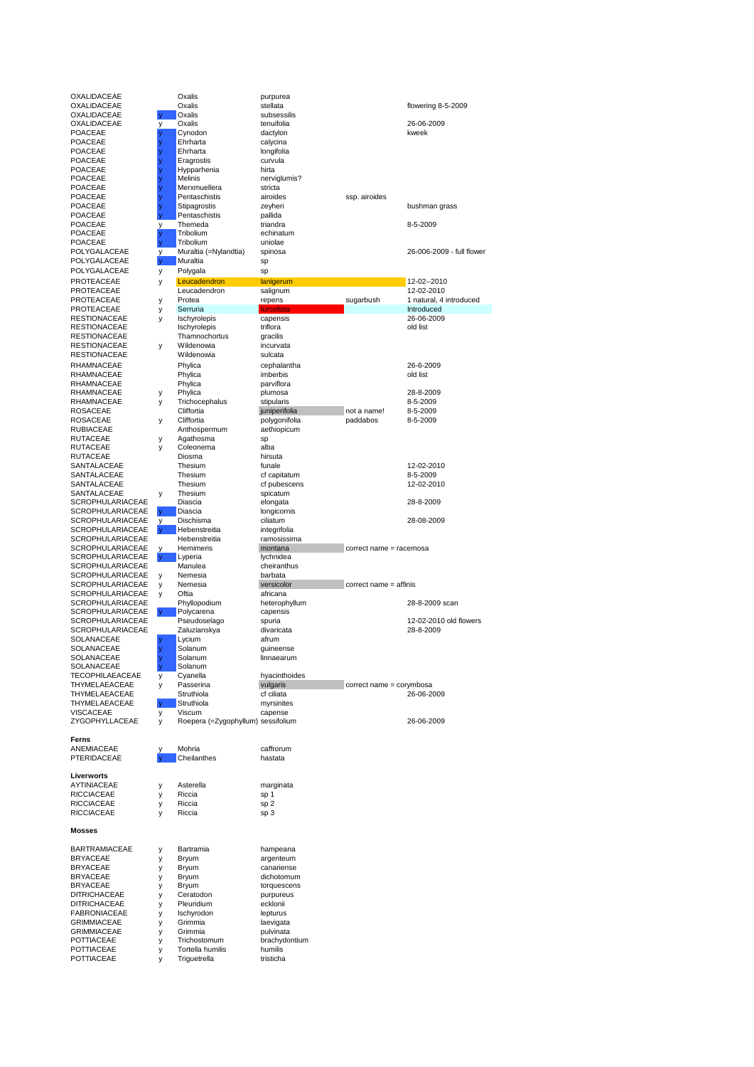| | | | | | |
|---|---|---|---|---|---|
| OXALIDACEAE | | Oxalis | purpurea | | |
| OXALIDACEAE | | Oxalis | stellata | | flowering 8-5-2009 |
| OXALIDACEAE | y | Oxalis | subsessilis | | |
| OXALIDACEAE | y | Oxalis | tenuifolia | | 26-06-2009 |
| POACEAE | y | Cynodon | dactylon | | kweek |
| POACEAE | y | Ehrharta | calycina | | |
| POACEAE | y | Ehrharta | longifolia | | |
| POACEAE | y | Eragrostis | curvula | | |
| POACEAE | y | Hypparhenia | hirta | | |
| POACEAE | y | Melinis | nerviglumis? | | |
| POACEAE | y | Merxmuellera | stricta | | |
| POACEAE | y | Pentaschistis | airoides | ssp. airoides | |
| POACEAE | y | Stipagrostis | zeyheri | | bushman grass |
| POACEAE | y | Pentaschistis | pallida | | |
| POACEAE | y | Themeda | triandra | | 8-5-2009 |
| POACEAE | y | Tribolium | echinatum | | |
| POACEAE | y | Tribolium | uniolae | | |
| POLYGALACEAE | y | Muraltia (=Nylandtia) | spinosa | | 26-006-2009 - full flower |
| POLYGALACEAE | y | Muraltia | sp | | |
| POLYGALACEAE | y | Polygala | sp | | |
| PROTEACEAE | y | Leucadendron | lanigerum | | 12-02--2010 |
| PROTEACEAE | | Leucadendron | salignum | | 12-02-2010 |
| PROTEACEAE | y | Protea | repens | sugarbush | 1 natural, 4 introduced |
| PROTEACEAE | y | Serruria | furcellata | | Introduced |
| RESTIONACEAE | y | Ischyrolepis | capensis | | 26-06-2009 |
| RESTIONACEAE | | Ischyrolepis | triflora | | old list |
| RESTIONACEAE | | Thamnochortus | gracilis | | |
| RESTIONACEAE | y | Wildenowia | incurvata | | |
| RESTIONACEAE | | Wildenowia | sulcata | | |
| RHAMNACEAE | | Phylica | cephalantha | | 26-6-2009 |
| RHAMNACEAE | | Phylica | imberbis | | old list |
| RHAMNACEAE | | Phylica | parviflora | | |
| RHAMNACEAE | y | Phylica | plumosa | | 28-8-2009 |
| RHAMNACEAE | y | Trichocephalus | stipularis | | 8-5-2009 |
| ROSACEAE | | Cliffortia | juniperifolia | not a name! | 8-5-2009 |
| ROSACEAE | y | Cliffortia | polygonifolia | paddabos | 8-5-2009 |
| RUBIACEAE | | Anthospermum | aethiopicum | | |
| RUTACEAE | y | Agathosma | sp | | |
| RUTACEAE | y | Coleonema | alba | | |
| RUTACEAE | | Diosma | hirsuta | | |
| SANTALACEAE | | Thesium | funale | | 12-02-2010 |
| SANTALACEAE | | Thesium | cf capitatum | | 8-5-2009 |
| SANTALACEAE | | Thesium | cf pubescens | | 12-02-2010 |
| SANTALACEAE | y | Thesium | spicatum | | |
| SCROPHULARIACEAE | | Diascia | elongata | | 28-8-2009 |
| SCROPHULARIACEAE | y | Diascia | longicornis | | |
| SCROPHULARIACEAE | y | Dischisma | ciliatum | | 28-08-2009 |
| SCROPHULARIACEAE | y | Hebenstreitia | integrifolia | | |
| SCROPHULARIACEAE | | Hebenstreitia | ramosissima | | |
| SCROPHULARIACEAE | y | Hemimeris | montana | correct name = racemosa | |
| SCROPHULARIACEAE | y | Lyperia | lychnidea | | |
| SCROPHULARIACEAE | | Manulea | cheiranthus | | |
| SCROPHULARIACEAE | y | Nemesia | barbata | | |
| SCROPHULARIACEAE | y | Nemesia | versicolor | correct name = affinis | |
| SCROPHULARIACEAE | y | Oftia | africana | | |
| SCROPHULARIACEAE | | Phyllopodium | heterophyllum | | 28-8-2009 scan |
| SCROPHULARIACEAE | y | Polycarena | capensis | | |
| SCROPHULARIACEAE | | Pseudoselago | spuria | | 12-02-2010 old flowers |
| SCROPHULARIACEAE | | Zaluzianskya | divaricata | | 28-8-2009 |
| SOLANACEAE | y | Lycium | afrum | | |
| SOLANACEAE | y | Solanum | guineense | | |
| SOLANACEAE | y | Solanum | linnaearum | | |
| SOLANACEAE | y | Solanum | | | |
| TECOPHILAEACEAE | y | Cyanella | hyacinthoides | | |
| THYMELAEACEAE | y | Passerina | vulgaris | correct name = corymbosa | |
| THYMELAEACEAE | | Struthiola | cf ciliata | | 26-06-2009 |
| THYMELAEACEAE | y | Struthiola | myrsinites | | |
| VISCACEAE | y | Viscum | capense | | |
| ZYGOPHYLLACEAE | y | Roepera (=Zygophyllum) | sessifolium | | 26-06-2009 |

**Ferns**

| | | | |
|---|---|---|---|
| ANEMIACEAE | y | Mohria | caffrorum |
| PTERIDACEAE | y | Cheilanthes | hastata |

**Liverworts**

| | | | |
|---|---|---|---|
| AYTINIACEAE | y | Asterella | marginata |
| RICCIACEAE | y | Riccia | sp 1 |
| RICCIACEAE | y | Riccia | sp 2 |
| RICCIACEAE | y | Riccia | sp 3 |

**Mosses**

| | | | |
|---|---|---|---|
| BARTRAMIACEAE | y | Bartramia | hampeana |
| BRYACEAE | y | Bryum | argenteum |
| BRYACEAE | y | Bryum | canariense |
| BRYACEAE | y | Bryum | dichotomum |
| BRYACEAE | y | Bryum | torquescens |
| DITRICHACEAE | y | Ceratodon | purpureus |
| DITRICHACEAE | y | Pleuridium | ecklonii |
| FABRONIACEAE | y | Ischyrodon | lepturus |
| GRIMMIACEAE | y | Grimmia | laevigata |
| GRIMMIACEAE | y | Grimmia | pulvinata |
| POTTIACEAE | y | Trichostomum | brachydontium |
| POTTIACEAE | y | Tortella humilis | humilis |
| POTTIACEAE | y | Triguetrella | tristicha |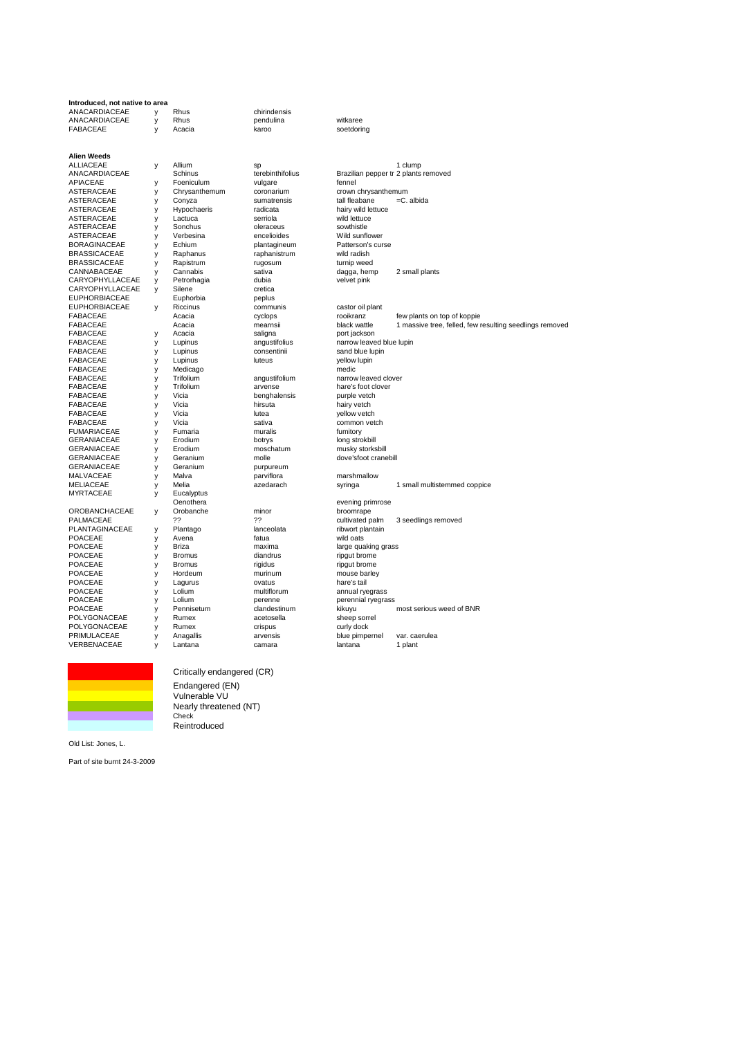**Introduced, not native to area**

| | | | | | |
|---|---|---|---|---|---|
| ANACARDIACEAE | y | Rhus | chirindensis | | |
| ANACARDIACEAE | y | Rhus | pendulina | witkaree | |
| FABACEAE | y | Acacia | karoo | soetdoring | |

**Alien Weeds**

| | | | | | |
|---|---|---|---|---|---|
| ALLIACEAE | y | Allium | sp | | 1 clump |
| ANACARDIACEAE | | Schinus | terebinthifolius | Brazilian pepper tr | 2 plants removed |
| APIACEAE | y | Foeniculum | vulgare | fennel | |
| ASTERACEAE | y | Chrysanthemum | coronarium | crown chrysanthemum | |
| ASTERACEAE | y | Conyza | sumatrensis | tall fleabane | =C. albida |
| ASTERACEAE | y | Hypochaeris | radicata | hairy wild lettuce | |
| ASTERACEAE | y | Lactuca | serriola | wild lettuce | |
| ASTERACEAE | y | Sonchus | oleraceus | sowthistle | |
| ASTERACEAE | y | Verbesina | encelioides | Wild sunflower | |
| BORAGINACEAE | y | Echium | plantagineum | Patterson's curse | |
| BRASSICACEAE | y | Raphanus | raphanistrum | wild radish | |
| BRASSICACEAE | y | Rapistrum | rugosum | turnip weed | |
| CANNABACEAE | y | Cannabis | sativa | dagga, hemp | 2 small plants |
| CARYOPHYLLACEAE | y | Petrorhagia | dubia | velvet pink | |
| CARYOPHYLLACEAE | y | Silene | cretica | | |
| EUPHORBIACEAE | | Euphorbia | peplus | | |
| EUPHORBIACEAE | y | Riccinus | communis | castor oil plant | |
| FABACEAE | | Acacia | cyclops | rooikranz | few plants on top of koppie |
| FABACEAE | | Acacia | mearnsii | black wattle | 1 massive tree, felled, few resulting seedlings removed |
| FABACEAE | y | Acacia | saligna | port jackson | |
| FABACEAE | y | Lupinus | angustifolius | narrow leaved blue lupin | |
| FABACEAE | y | Lupinus | consentinii | sand blue lupin | |
| FABACEAE | y | Lupinus | luteus | yellow lupin | |
| FABACEAE | y | Medicago | | medic | |
| FABACEAE | y | Trifolium | angustifolium | narrow leaved clover | |
| FABACEAE | y | Trifolium | arvense | hare's foot clover | |
| FABACEAE | y | Vicia | benghalensis | purple vetch | |
| FABACEAE | y | Vicia | hirsuta | hairy vetch | |
| FABACEAE | y | Vicia | lutea | yellow vetch | |
| FABACEAE | y | Vicia | sativa | common vetch | |
| FUMARIACEAE | y | Fumaria | muralis | fumitory | |
| GERANIACEAE | y | Erodium | botrys | long strokbill | |
| GERANIACEAE | y | Erodium | moschatum | musky storksbill | |
| GERANIACEAE | y | Geranium | molle | dove'sfoot cranebill | |
| GERANIACEAE | y | Geranium | purpureum | | |
| MALVACEAE | y | Malva | parviflora | marshmallow | |
| MELIACEAE | y | Melia | azedarach | syringa | 1 small multistemmed coppice |
| MYRTACEAE | y | Eucalyptus | | | |
| | | Oenothera | | evening primrose | |
| OROBANCHACEAE | y | Orobanche | minor | broomrape | |
| PALMACEAE | | ?? | ?? | cultivated palm | 3 seedlings removed |
| PLANTAGINACEAE | y | Plantago | lanceolata | ribwort plantain | |
| POACEAE | y | Avena | fatua | wild oats | |
| POACEAE | y | Briza | maxima | large quaking grass | |
| POACEAE | y | Bromus | diandrus | ripgut brome | |
| POACEAE | y | Bromus | rigidus | ripgut brome | |
| POACEAE | y | Hordeum | murinum | mouse barley | |
| POACEAE | y | Lagurus | ovatus | hare's tail | |
| POACEAE | y | Lolium | multiflorum | annual ryegrass | |
| POACEAE | y | Lolium | perenne | perennial ryegrass | |
| POACEAE | y | Pennisetum | clandestinum | kikuyu | most serious weed of BNR |
| POLYGONACEAE | y | Rumex | acetosella | sheep sorrel | |
| POLYGONACEAE | y | Rumex | crispus | curly dock | |
| PRIMULACEAE | y | Anagallis | arvensis | blue pimpernel | var. caerulea |
| VERBENACEAE | y | Lantana | camara | lantana | 1 plant |

Critically endangered (CR)
Endangered (EN)
Vulnerable VU
Nearly threatened (NT)
Check
Reintroduced

Old List: Jones, L.

Part of site burnt 24-3-2009